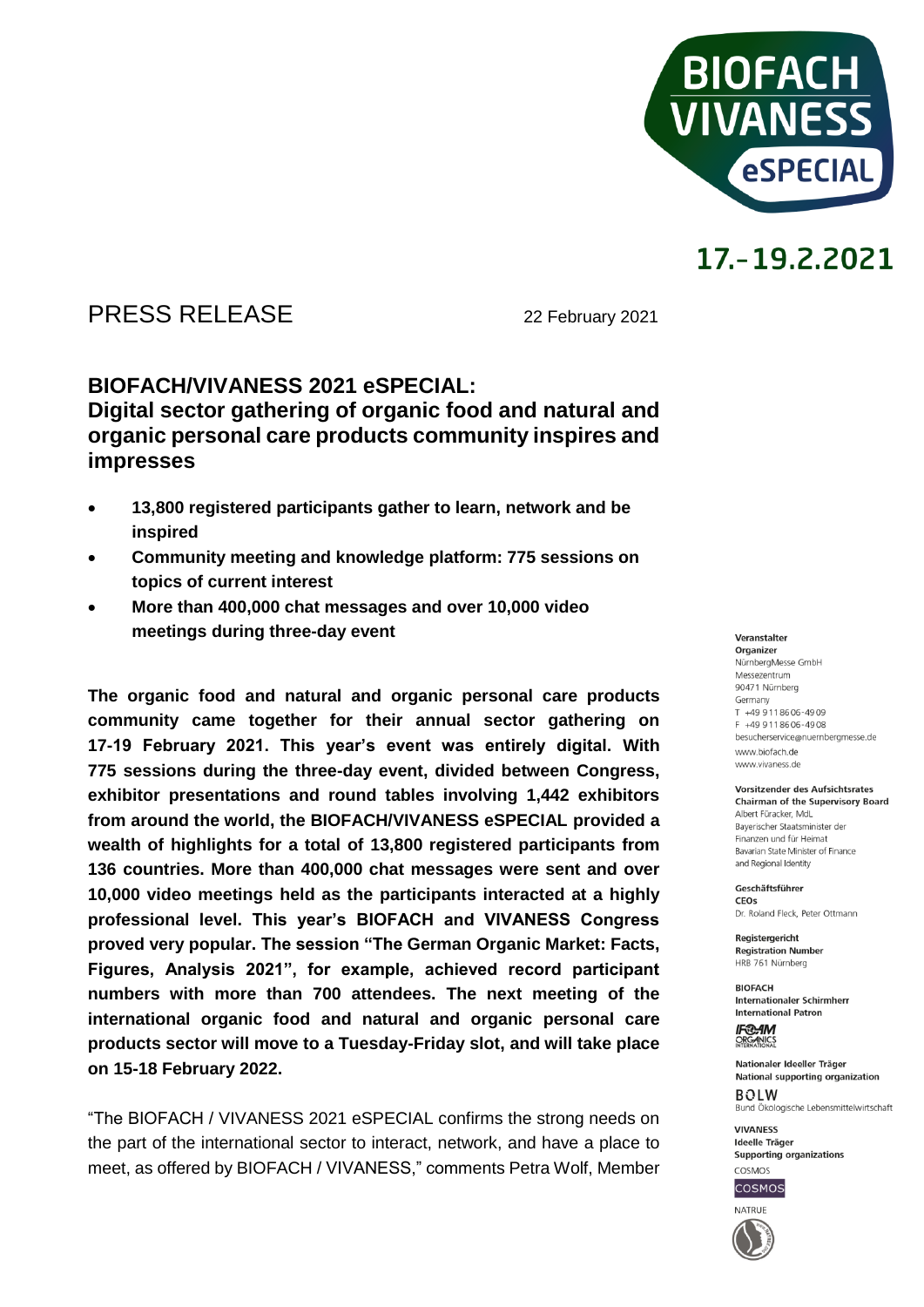BIOFACH VIVANESS eSPECIAL

17.-19.2.2021

PRESS RELEASE

22 February 2021

## BIOFACH/VIVANESS 2021 eSPECIAL: Digital sector gathering of organic food and natural and organic personal care products community inspires and impresses

- **13,800 registered participants gather to learn, network and be inspired**
- **Community meeting and knowledge platform: 775 sessions on topics of current interest**
- **More than 400,000 chat messages and over 10,000 video meetings during three-day event**

**The organic food and natural and organic personal care products community came together for their annual sector gathering on 17-19 February 2021. This year's event was entirely digital. With 775 sessions during the three-day event, divided between Congress, exhibitor presentations and round tables involving 1,442 exhibitors from around the world, the BIOFACH/VIVANESS eSPECIAL provided a wealth of highlights for a total of 13,800 registered participants from 136 countries. More than 400,000 chat messages were sent and over 10,000 video meetings held as the participants interacted at a highly professional level. This year's BIOFACH and VIVANESS Congress proved very popular. The session "The German Organic Market: Facts, Figures, Analysis 2021", for example, achieved record participant numbers with more than 700 attendees. The next meeting of the international organic food and natural and organic personal care products sector will move to a Tuesday-Friday slot, and will take place on 15-18 February 2022.**

"The BIOFACH / VIVANESS 2021 eSPECIAL confirms the strong needs on the part of the international sector to interact, network, and have a place to meet, as offered by BIOFACH / VIVANESS," comments Petra Wolf, Member

**Veranstalter**
**Organizer**
NürnbergMesse GmbH
Messezentrum
90471 Nürnberg
Germany
T +49 9 11 86 06-49 09
F +49 9 11 86 06-49 08
besucherservice@nuernbergmesse.de
www.biofach.de
www.vivaness.de

**Vorsitzender des Aufsichtsrates**
**Chairman of the Supervisory Board**
Albert Füracker, MdL
Bayerischer Staatsminister der Finanzen und für Heimat
Bavarian State Minister of Finance and Regional Identity

**Geschäftsführer**
**CEOs**
Dr. Roland Fleck, Peter Ottmann

**Registergericht**
**Registration Number**
HRB 761 Nürnberg

**BIOFACH**
**Internationaler Schirmherr**
**International Patron**
IFOAM ORGANICS INTERNATIONAL

**Nationaler Ideeller Träger**
**National supporting organization**
BÖLW
Bund Ökologische Lebensmittelwirtschaft

**VIVANESS**
**Ideelle Träger**
**Supporting organizations**
COSMOS
COSMOS
NATRUE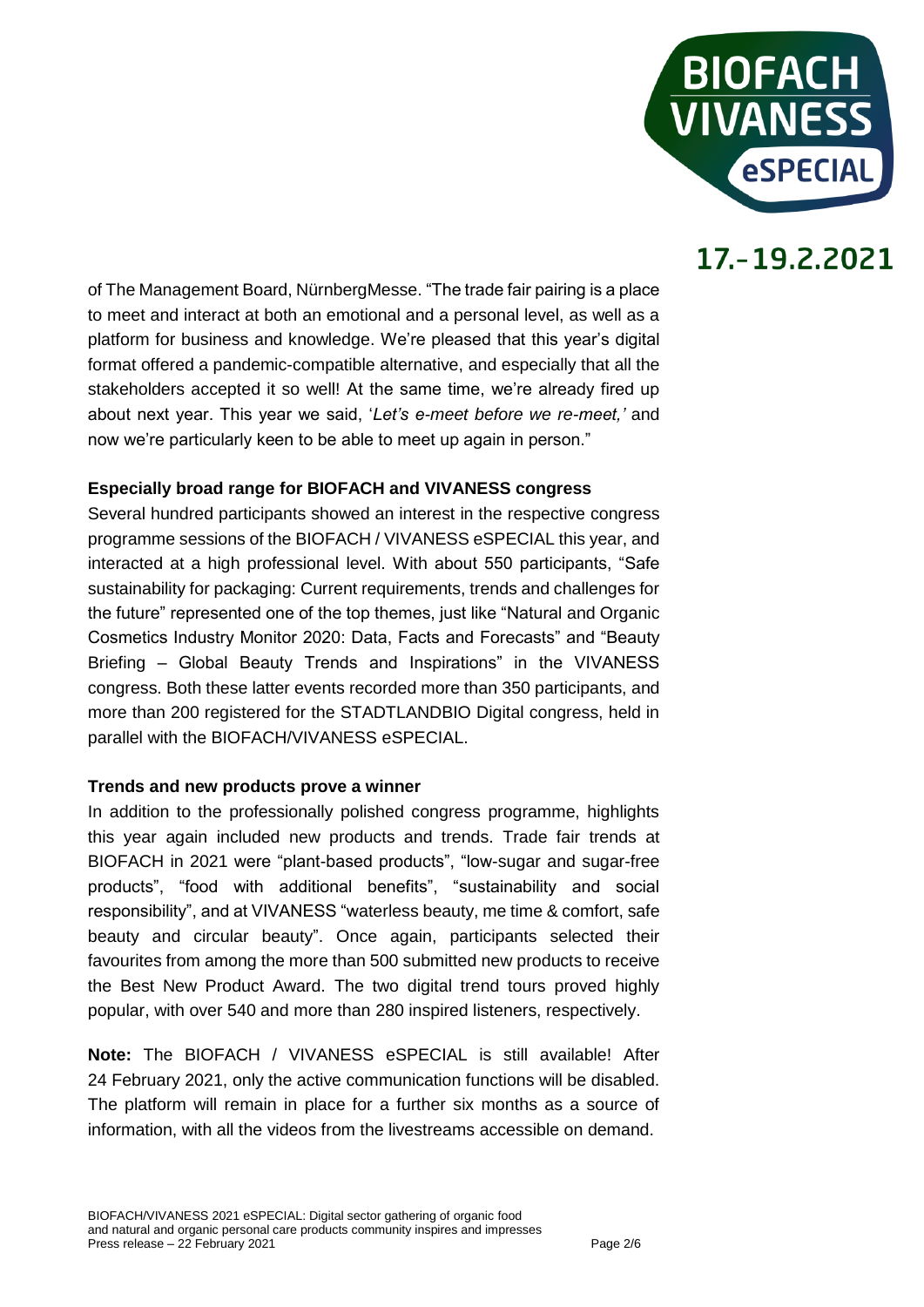of The Management Board, NürnbergMesse. "The trade fair pairing is a place to meet and interact at both an emotional and a personal level, as well as a platform for business and knowledge. We're pleased that this year's digital format offered a pandemic-compatible alternative, and especially that all the stakeholders accepted it so well! At the same time, we're already fired up about next year. This year we said, '*Let's e-meet before we re-meet,'* and now we're particularly keen to be able to meet up again in person."

**Especially broad range for BIOFACH and VIVANESS congress**

Several hundred participants showed an interest in the respective congress programme sessions of the BIOFACH / VIVANESS eSPECIAL this year, and interacted at a high professional level. With about 550 participants, "Safe sustainability for packaging: Current requirements, trends and challenges for the future" represented one of the top themes, just like "Natural and Organic Cosmetics Industry Monitor 2020: Data, Facts and Forecasts" and "Beauty Briefing – Global Beauty Trends and Inspirations" in the VIVANESS congress. Both these latter events recorded more than 350 participants, and more than 200 registered for the STADTLANDBIO Digital congress, held in parallel with the BIOFACH/VIVANESS eSPECIAL.

**Trends and new products prove a winner**

In addition to the professionally polished congress programme, highlights this year again included new products and trends. Trade fair trends at BIOFACH in 2021 were "plant-based products", "low-sugar and sugar-free products", "food with additional benefits", "sustainability and social responsibility", and at VIVANESS "waterless beauty, me time & comfort, safe beauty and circular beauty". Once again, participants selected their favourites from among the more than 500 submitted new products to receive the Best New Product Award. The two digital trend tours proved highly popular, with over 540 and more than 280 inspired listeners, respectively.

**Note:** The BIOFACH / VIVANESS eSPECIAL is still available! After 24 February 2021, only the active communication functions will be disabled. The platform will remain in place for a further six months as a source of information, with all the videos from the livestreams accessible on demand.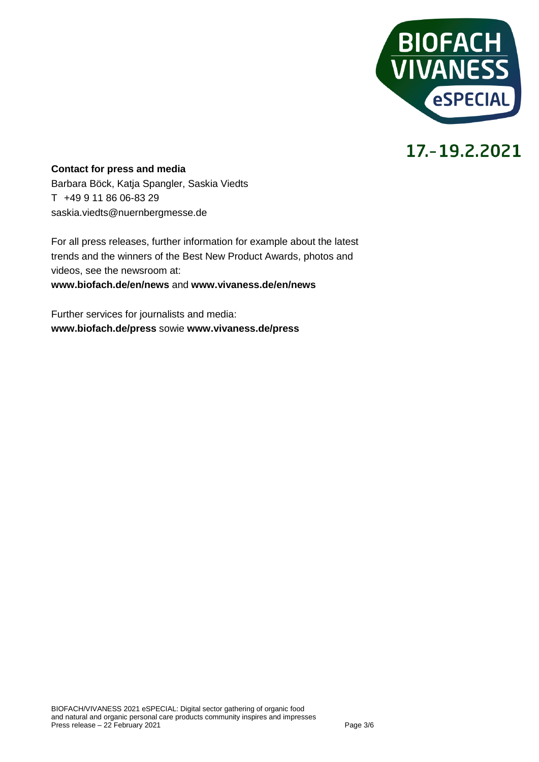BIOFACH VIVANESS eSPECIAL

17.–19.2.2021

**Contact for press and media**
Barbara Böck, Katja Spangler, Saskia Viedts
T +49 9 11 86 06-83 29
saskia.viedts@nuernbergmesse.de

For all press releases, further information for example about the latest trends and the winners of the Best New Product Awards, photos and videos, see the newsroom at:
**www.biofach.de/en/news** and **www.vivaness.de/en/news**

Further services for journalists and media:
**www.biofach.de/press** sowie **www.vivaness.de/press**